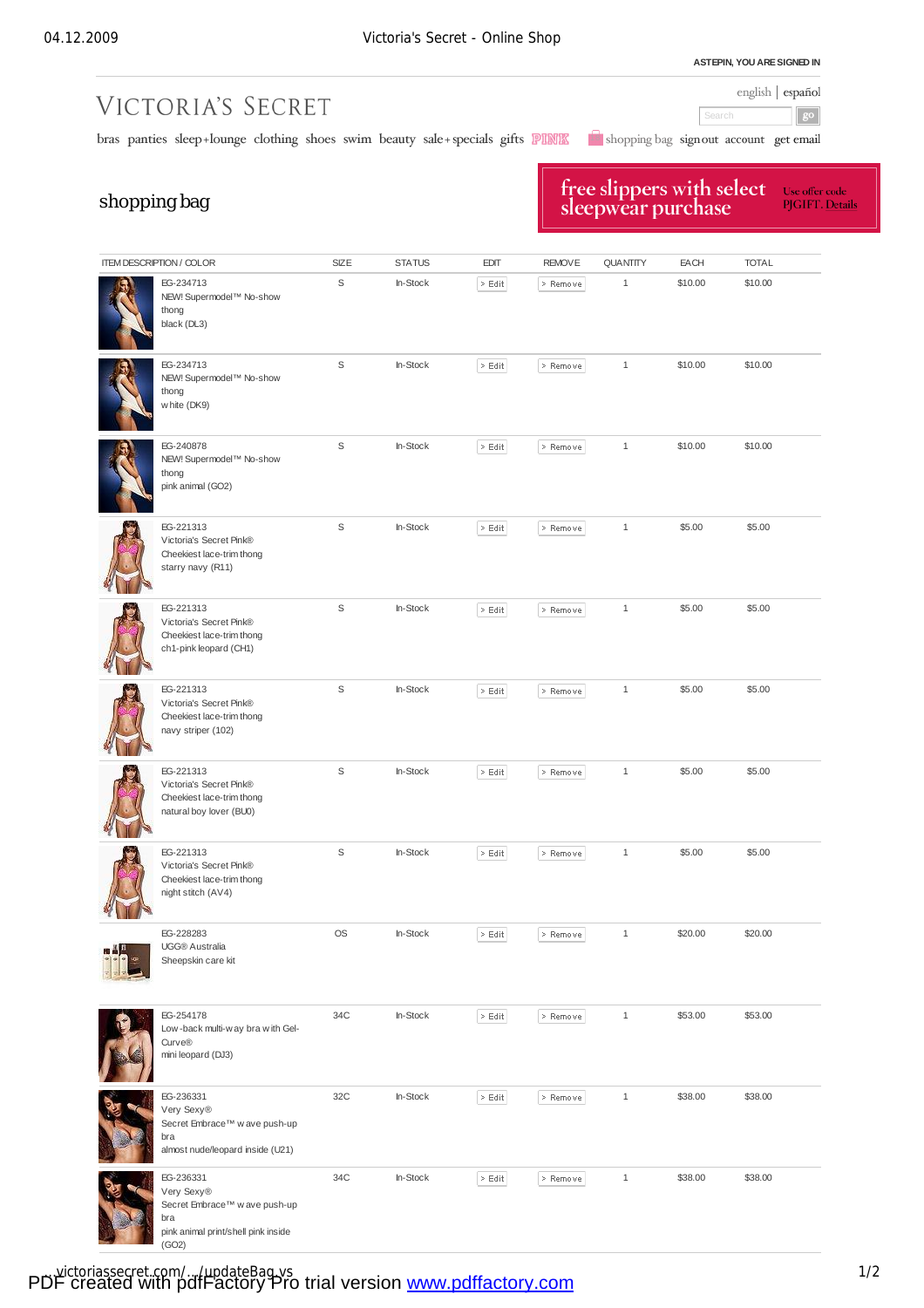ASTEPIN, YOU ARE SIGNED IN

english | español

VICTORIA'S SECRET

Search go

bras panties sleep+lounge clothing shoes swim beauty sale+specials gifts PINK shopping bag sign out account get email

# shopping bag

free slippers with select sleepwear purchase — Use offer code PJGIFT. Details

| ITEM DESCRIPTION / COLOR | SIZE | STATUS | EDIT | REMOVE | QUANTITY | EACH | TOTAL |
|---|---|---|---|---|---|---|---|
| EG-234713 NEW! Supermodel™ No-show thong black (DL3) | S | In-Stock | > Edit | > Remove | 1 | $10.00 | $10.00 |
| EG-234713 NEW! Supermodel™ No-show thong white (DK9) | S | In-Stock | > Edit | > Remove | 1 | $10.00 | $10.00 |
| EG-240878 NEW! Supermodel™ No-show thong pink animal (GO2) | S | In-Stock | > Edit | > Remove | 1 | $10.00 | $10.00 |
| EG-221313 Victoria's Secret Pink® Cheekiest lace-trim thong starry navy (R11) | S | In-Stock | > Edit | > Remove | 1 | $5.00 | $5.00 |
| EG-221313 Victoria's Secret Pink® Cheekiest lace-trim thong ch1-pink leopard (CH1) | S | In-Stock | > Edit | > Remove | 1 | $5.00 | $5.00 |
| EG-221313 Victoria's Secret Pink® Cheekiest lace-trim thong navy striper (102) | S | In-Stock | > Edit | > Remove | 1 | $5.00 | $5.00 |
| EG-221313 Victoria's Secret Pink® Cheekiest lace-trim thong natural boy lover (BU0) | S | In-Stock | > Edit | > Remove | 1 | $5.00 | $5.00 |
| EG-221313 Victoria's Secret Pink® Cheekiest lace-trim thong night stitch (AV4) | S | In-Stock | > Edit | > Remove | 1 | $5.00 | $5.00 |
| EG-228283 UGG® Australia Sheepskin care kit | OS | In-Stock | > Edit | > Remove | 1 | $20.00 | $20.00 |
| EG-254178 Low-back multi-way bra with Gel-Curve® mini leopard (DJ3) | 34C | In-Stock | > Edit | > Remove | 1 | $53.00 | $53.00 |
| EG-236331 Very Sexy® Secret Embrace™ wave push-up bra almost nude/leopard inside (U21) | 32C | In-Stock | > Edit | > Remove | 1 | $38.00 | $38.00 |
| EG-236331 Very Sexy® Secret Embrace™ wave push-up bra pink animal print/shell pink inside (GO2) | 34C | In-Stock | > Edit | > Remove | 1 | $38.00 | $38.00 |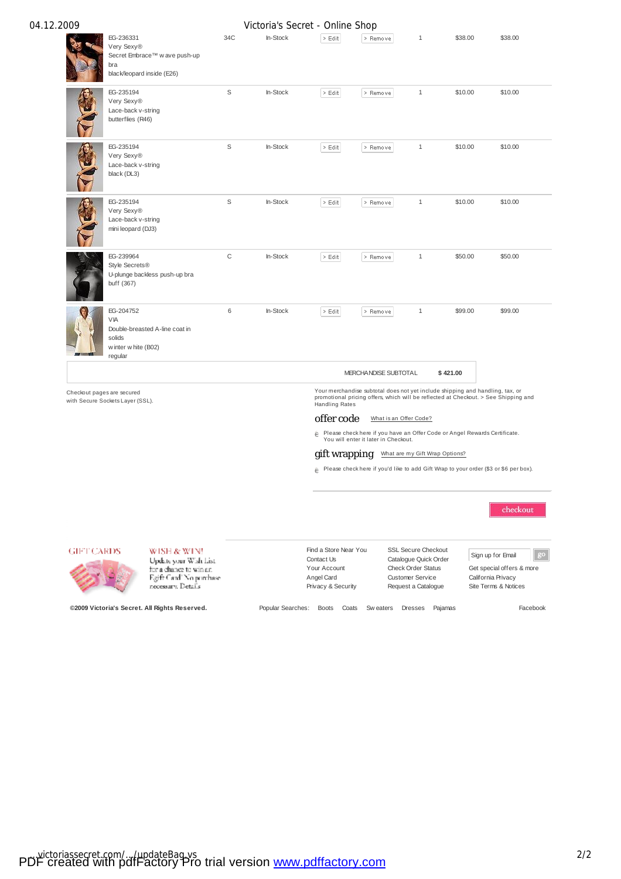| | | | | | | | |
|---|---|---|---|---|---|---|---|
| EG-236331<br>Very Sexy®<br>Secret Embrace™ wave push-up bra<br>black/leopard inside (E26) | 34C | In-Stock | > Edit | > Remove | 1 | $38.00 | $38.00 |
| EG-235194<br>Very Sexy®<br>Lace-back v-string<br>butterflies (R46) | S | In-Stock | > Edit | > Remove | 1 | $10.00 | $10.00 |
| EG-235194<br>Very Sexy®<br>Lace-back v-string<br>black (DL3) | S | In-Stock | > Edit | > Remove | 1 | $10.00 | $10.00 |
| EG-235194<br>Very Sexy®<br>Lace-back v-string<br>mini leopard (DJ3) | S | In-Stock | > Edit | > Remove | 1 | $10.00 | $10.00 |
| EG-239964<br>Style Secrets®<br>U-plunge backless push-up bra<br>buff (367) | C | In-Stock | > Edit | > Remove | 1 | $50.00 | $50.00 |
| EG-204752<br>VIA<br>Double-breasted A-line coat in solids<br>winter white (B02)<br>regular | 6 | In-Stock | > Edit | > Remove | 1 | $99.00 | $99.00 |

MERCHANDISE SUBTOTAL **$ 421.00**

Checkout pages are secured with Secure Sockets Layer (SSL).

Your merchandise subtotal does not yet include shipping and handling, tax, or promotional pricing offers, which will be reflected at Checkout. > See Shipping and Handling Rates

## offer code

What is an Offer Code?

Please check here if you have an Offer Code or Angel Rewards Certificate. You will enter it later in Checkout.

## gift wrapping

What are my Gift Wrap Options?

Please check here if you'd like to add Gift Wrap to your order ($3 or $6 per box).

checkout

GIFT CARDS

WISH & WIN! Update your Wish List for a chance to win an E-gift Card. No purchase necessary. Details

Find a Store Near You
Contact Us
Your Account
Angel Card
Privacy & Security

SSL Secure Checkout
Catalogue Quick Order
Check Order Status
Customer Service
Request a Catalogue

Sign up for Email go
Get special offers & more
California Privacy
Site Terms & Notices

**©2009 Victoria's Secret. All Rights Reserved.**

Popular Searches: Boots Coats Sweaters Dresses Pajamas

Facebook

...victoriassecret.com/.../updateBag.vs

PDF created with pdfFactory Pro trial version www.pdffactory.com